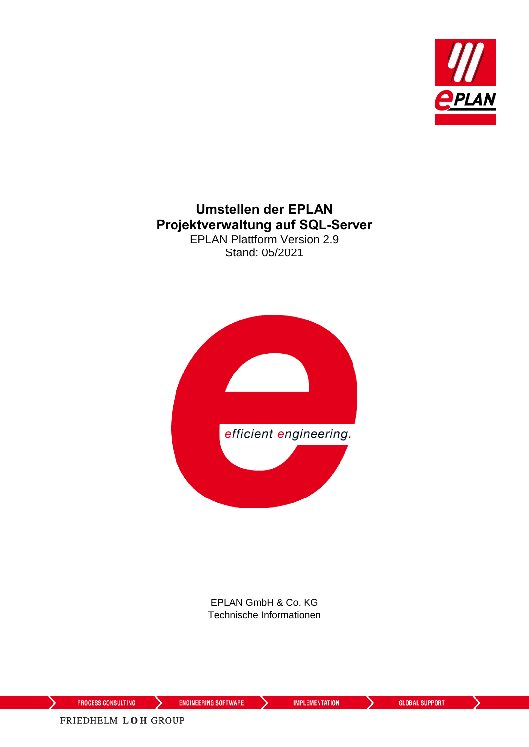# Umstellen der EPLAN Projektverwaltung auf SQL-Server

EPLAN Plattform Version 2.9

Stand: 05/2021

efficient engineering.

EPLAN GmbH & Co. KG

Technische Informationen

PROCESS CONSULTING ENGINEERING SOFTWARE IMPLEMENTATION GLOBAL SUPPORT

FRIEDHELM LOH GROUP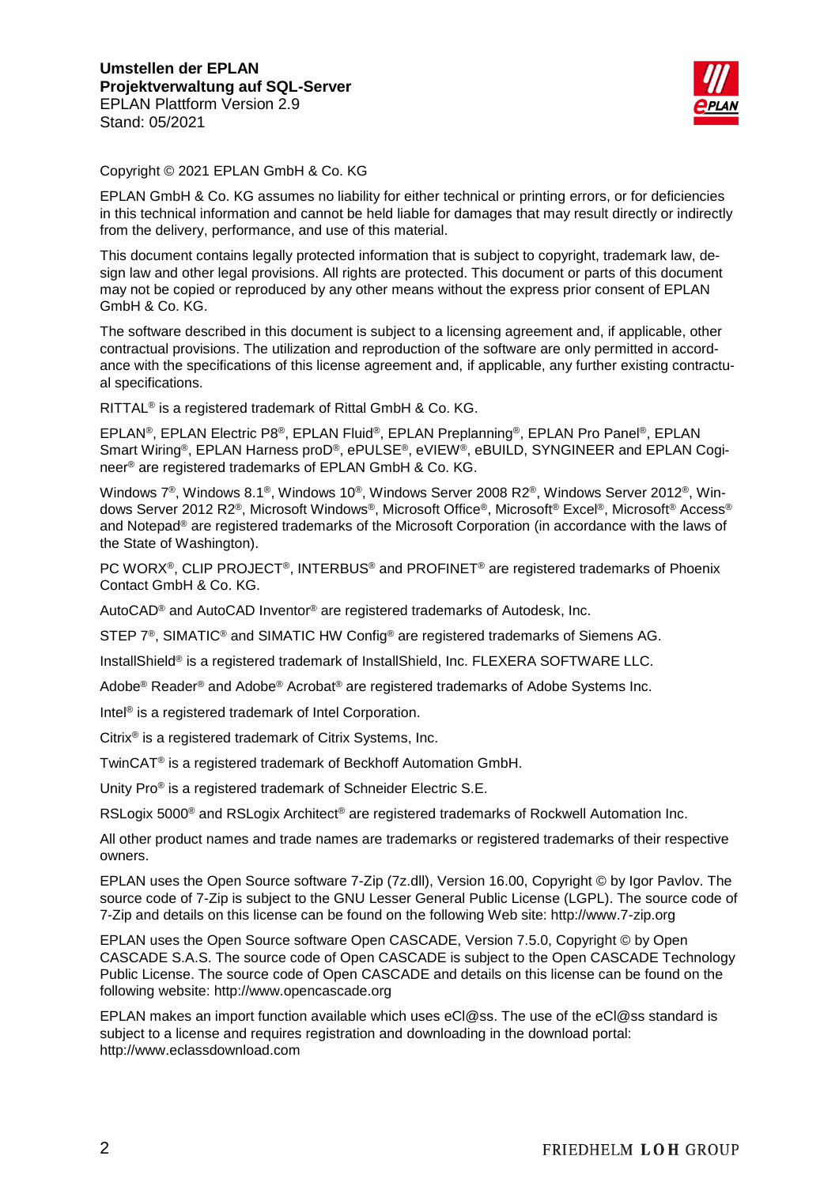Copyright © 2021 EPLAN GmbH & Co. KG

EPLAN GmbH & Co. KG assumes no liability for either technical or printing errors, or for deficiencies in this technical information and cannot be held liable for damages that may result directly or indirectly from the delivery, performance, and use of this material.

This document contains legally protected information that is subject to copyright, trademark law, design law and other legal provisions. All rights are protected. This document or parts of this document may not be copied or reproduced by any other means without the express prior consent of EPLAN GmbH & Co. KG.

The software described in this document is subject to a licensing agreement and, if applicable, other contractual provisions. The utilization and reproduction of the software are only permitted in accordance with the specifications of this license agreement and, if applicable, any further existing contractual specifications.

RITTAL® is a registered trademark of Rittal GmbH & Co. KG.

EPLAN®, EPLAN Electric P8®, EPLAN Fluid®, EPLAN Preplanning®, EPLAN Pro Panel®, EPLAN Smart Wiring®, EPLAN Harness proD®, ePULSE®, eVIEW®, eBUILD, SYNGINEER and EPLAN Cogineer® are registered trademarks of EPLAN GmbH & Co. KG.

Windows 7®, Windows 8.1®, Windows 10®, Windows Server 2008 R2®, Windows Server 2012®, Windows Server 2012 R2®, Microsoft Windows®, Microsoft Office®, Microsoft® Excel®, Microsoft® Access® and Notepad® are registered trademarks of the Microsoft Corporation (in accordance with the laws of the State of Washington).

PC WORX®, CLIP PROJECT®, INTERBUS® and PROFINET® are registered trademarks of Phoenix Contact GmbH & Co. KG.

AutoCAD® and AutoCAD Inventor® are registered trademarks of Autodesk, Inc.

STEP 7®, SIMATIC® and SIMATIC HW Config® are registered trademarks of Siemens AG.

InstallShield® is a registered trademark of InstallShield, Inc. FLEXERA SOFTWARE LLC.

Adobe® Reader® and Adobe® Acrobat® are registered trademarks of Adobe Systems Inc.

Intel® is a registered trademark of Intel Corporation.

Citrix® is a registered trademark of Citrix Systems, Inc.

TwinCAT® is a registered trademark of Beckhoff Automation GmbH.

Unity Pro® is a registered trademark of Schneider Electric S.E.

RSLogix 5000® and RSLogix Architect® are registered trademarks of Rockwell Automation Inc.

All other product names and trade names are trademarks or registered trademarks of their respective owners.

EPLAN uses the Open Source software 7-Zip (7z.dll), Version 16.00, Copyright © by Igor Pavlov. The source code of 7-Zip is subject to the GNU Lesser General Public License (LGPL). The source code of 7-Zip and details on this license can be found on the following Web site: http://www.7-zip.org

EPLAN uses the Open Source software Open CASCADE, Version 7.5.0, Copyright © by Open CASCADE S.A.S. The source code of Open CASCADE is subject to the Open CASCADE Technology Public License. The source code of Open CASCADE and details on this license can be found on the following website: http://www.opencascade.org

EPLAN makes an import function available which uses eCl@ss. The use of the eCl@ss standard is subject to a license and requires registration and downloading in the download portal: http://www.eclassdownload.com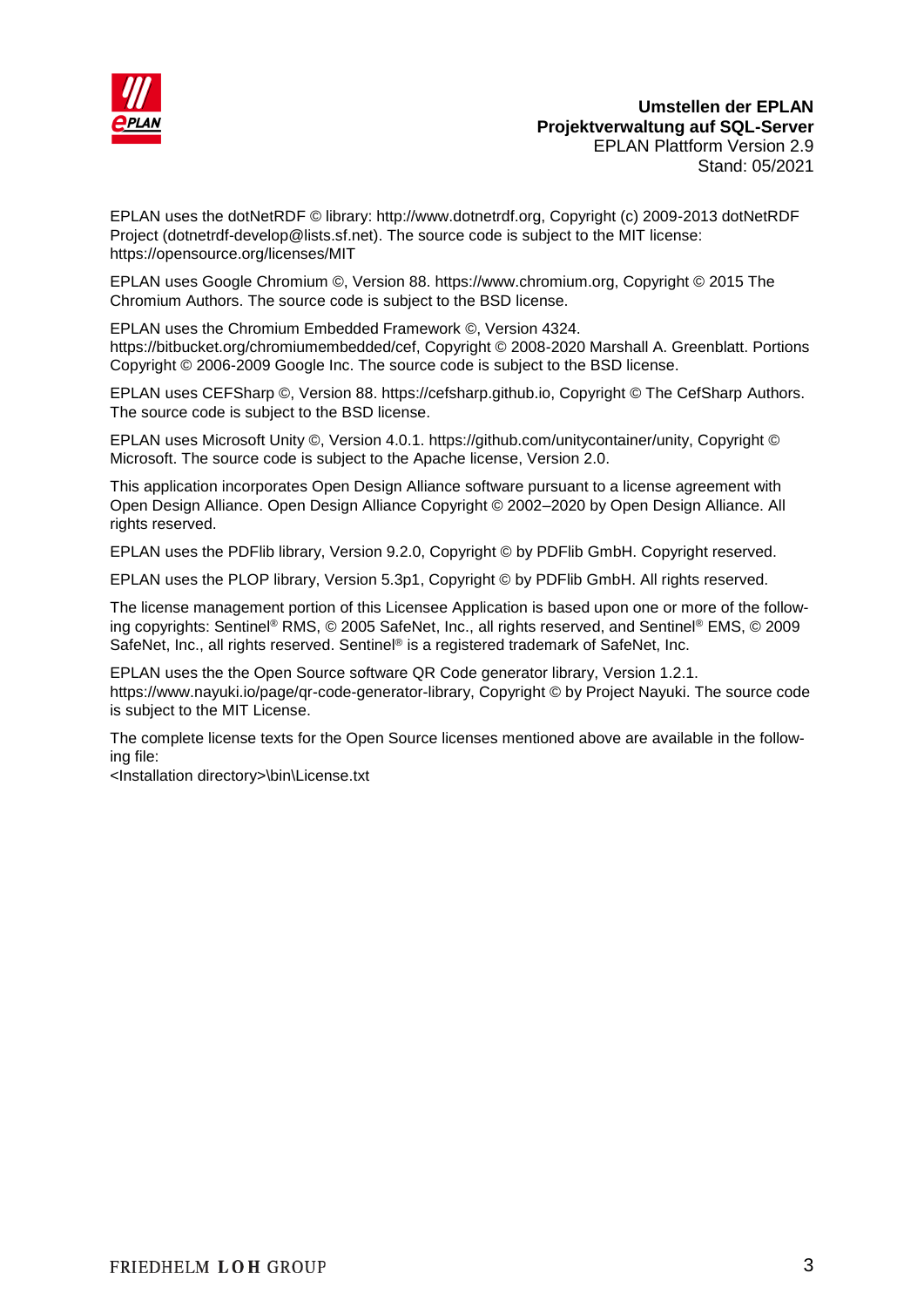EPLAN uses the dotNetRDF © library: http://www.dotnetrdf.org, Copyright (c) 2009-2013 dotNetRDF Project (dotnetrdf-develop@lists.sf.net). The source code is subject to the MIT license: https://opensource.org/licenses/MIT

EPLAN uses Google Chromium ©, Version 88. https://www.chromium.org, Copyright © 2015 The Chromium Authors. The source code is subject to the BSD license.

EPLAN uses the Chromium Embedded Framework ©, Version 4324. https://bitbucket.org/chromiumembedded/cef, Copyright © 2008-2020 Marshall A. Greenblatt. Portions Copyright © 2006-2009 Google Inc. The source code is subject to the BSD license.

EPLAN uses CEFSharp ©, Version 88. https://cefsharp.github.io, Copyright © The CefSharp Authors. The source code is subject to the BSD license.

EPLAN uses Microsoft Unity ©, Version 4.0.1. https://github.com/unitycontainer/unity, Copyright © Microsoft. The source code is subject to the Apache license, Version 2.0.

This application incorporates Open Design Alliance software pursuant to a license agreement with Open Design Alliance. Open Design Alliance Copyright © 2002–2020 by Open Design Alliance. All rights reserved.

EPLAN uses the PDFlib library, Version 9.2.0, Copyright © by PDFlib GmbH. Copyright reserved.

EPLAN uses the PLOP library, Version 5.3p1, Copyright © by PDFlib GmbH. All rights reserved.

The license management portion of this Licensee Application is based upon one or more of the following copyrights: Sentinel® RMS, © 2005 SafeNet, Inc., all rights reserved, and Sentinel® EMS, © 2009 SafeNet, Inc., all rights reserved. Sentinel® is a registered trademark of SafeNet, Inc.

EPLAN uses the the Open Source software QR Code generator library, Version 1.2.1. https://www.nayuki.io/page/qr-code-generator-library, Copyright © by Project Nayuki. The source code is subject to the MIT License.

The complete license texts for the Open Source licenses mentioned above are available in the following file:
<Installation directory>\bin\License.txt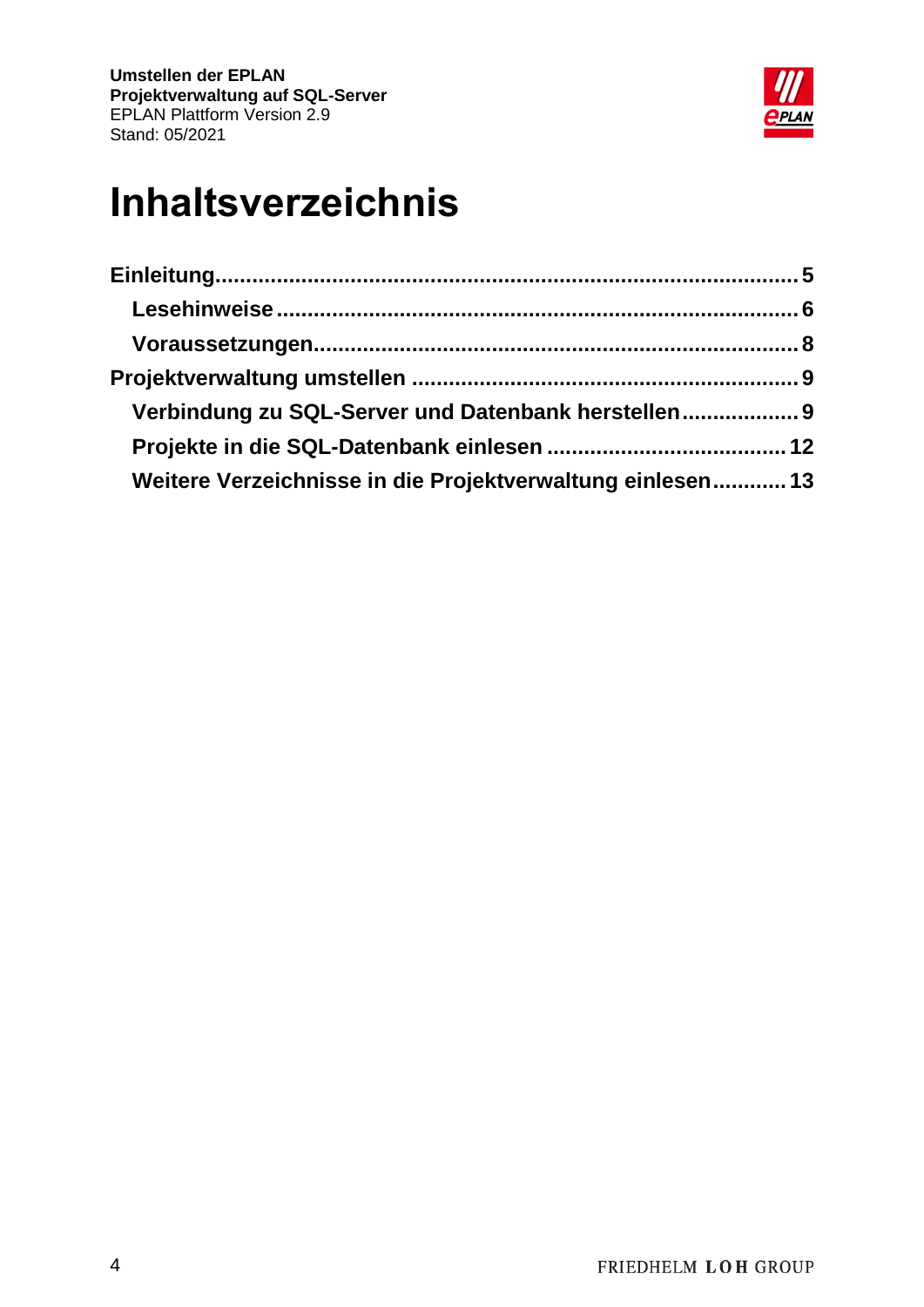# Inhaltsverzeichnis

**Einleitung** ..... 5

- **Lesehinweise** ..... 6
- **Voraussetzungen** ..... 8

**Projektverwaltung umstellen** ..... 9

- **Verbindung zu SQL-Server und Datenbank herstellen** ..... 9
- **Projekte in die SQL-Datenbank einlesen** ..... 12
- **Weitere Verzeichnisse in die Projektverwaltung einlesen** ..... 13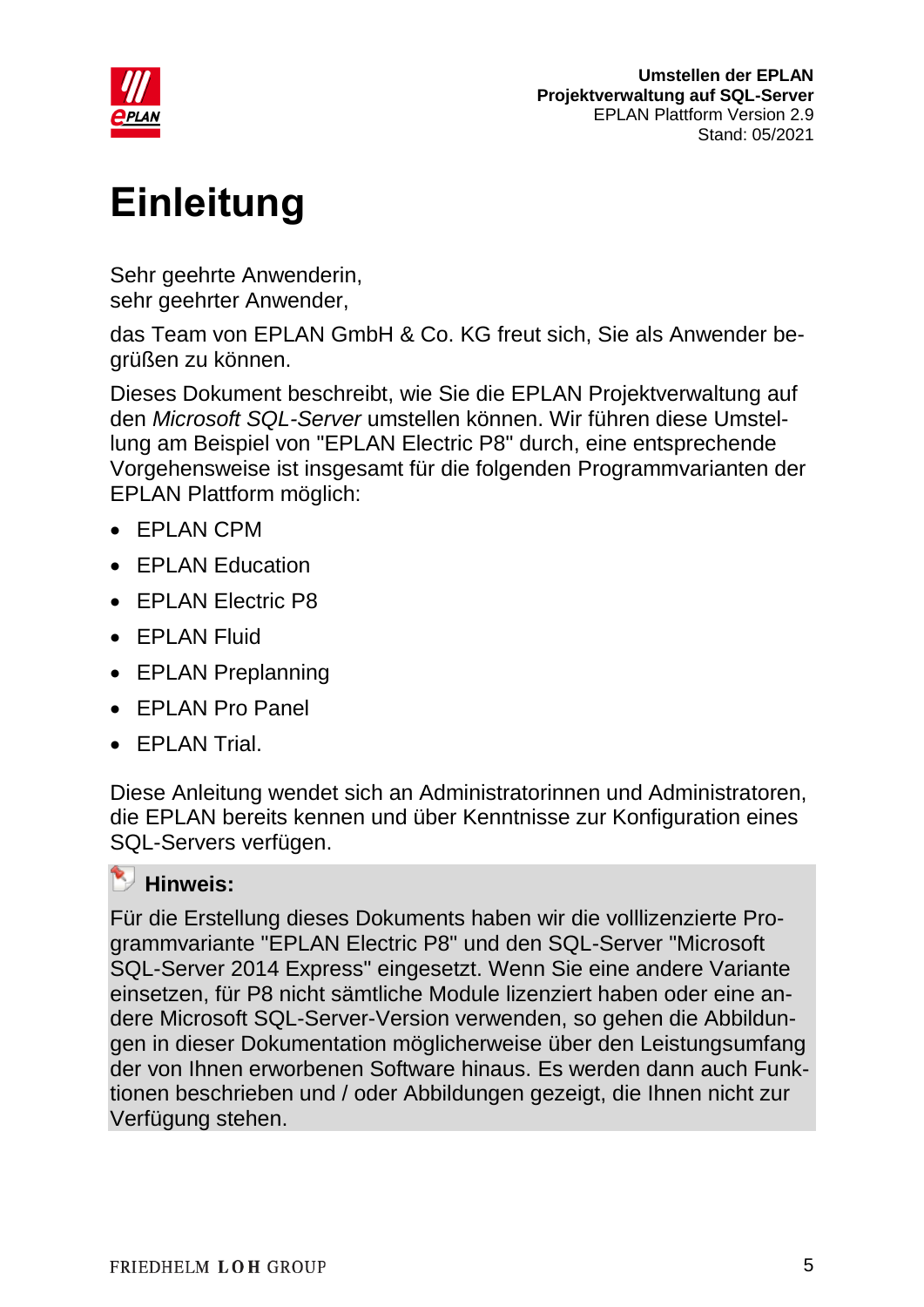# Einleitung

Sehr geehrte Anwenderin,
sehr geehrter Anwender,

das Team von EPLAN GmbH & Co. KG freut sich, Sie als Anwender begrüßen zu können.

Dieses Dokument beschreibt, wie Sie die EPLAN Projektverwaltung auf den *Microsoft SQL-Server* umstellen können. Wir führen diese Umstellung am Beispiel von "EPLAN Electric P8" durch, eine entsprechende Vorgehensweise ist insgesamt für die folgenden Programmvarianten der EPLAN Plattform möglich:

- EPLAN CPM
- EPLAN Education
- EPLAN Electric P8
- EPLAN Fluid
- EPLAN Preplanning
- EPLAN Pro Panel
- EPLAN Trial.

Diese Anleitung wendet sich an Administratorinnen und Administratoren, die EPLAN bereits kennen und über Kenntnisse zur Konfiguration eines SQL-Servers verfügen.

**Hinweis:**

Für die Erstellung dieses Dokuments haben wir die volllizenzierte Programmvariante "EPLAN Electric P8" und den SQL-Server "Microsoft SQL-Server 2014 Express" eingesetzt. Wenn Sie eine andere Variante einsetzen, für P8 nicht sämtliche Module lizenziert haben oder eine andere Microsoft SQL-Server-Version verwenden, so gehen die Abbildungen in dieser Dokumentation möglicherweise über den Leistungsumfang der von Ihnen erworbenen Software hinaus. Es werden dann auch Funktionen beschrieben und / oder Abbildungen gezeigt, die Ihnen nicht zur Verfügung stehen.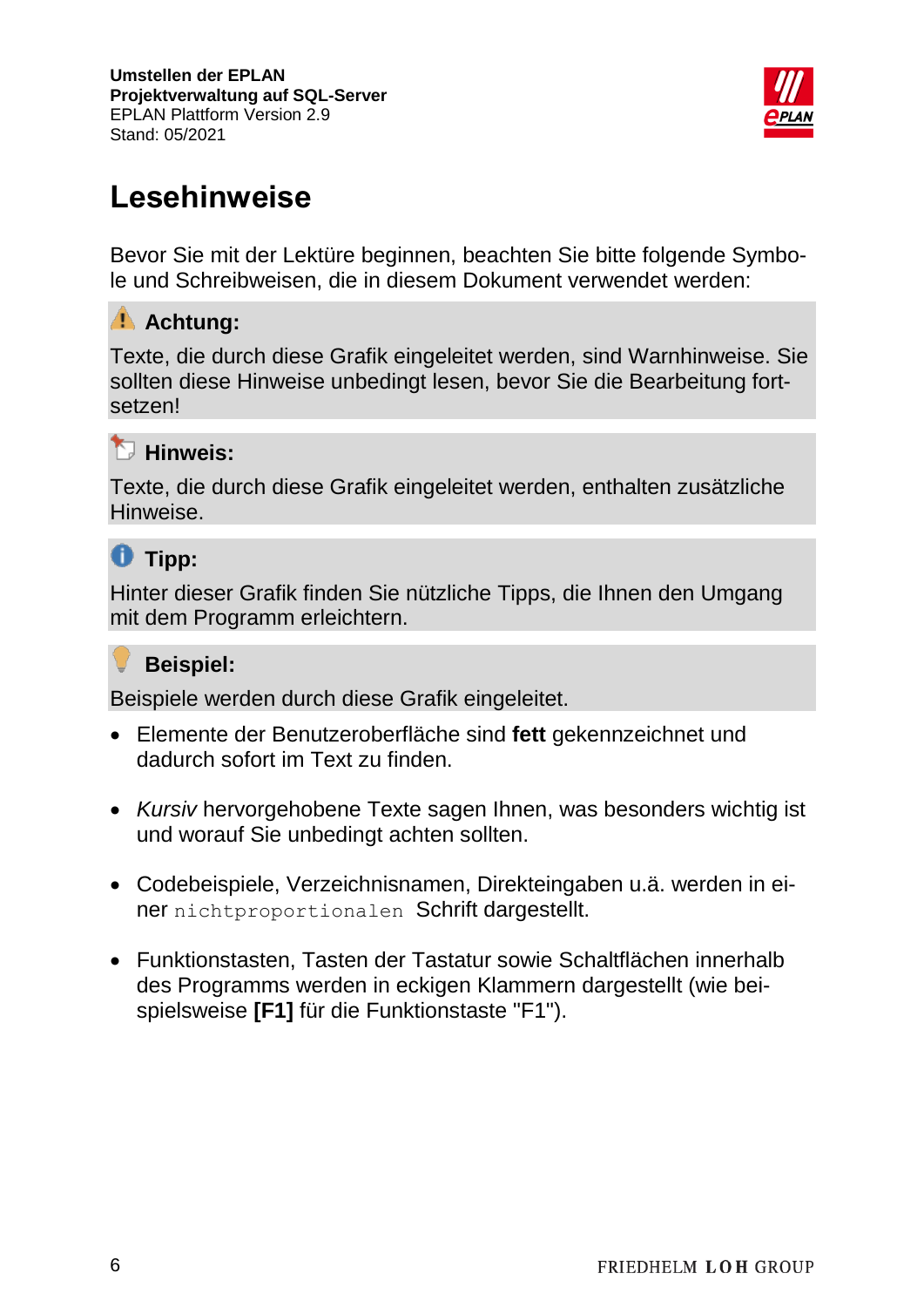# Lesehinweise

Bevor Sie mit der Lektüre beginnen, beachten Sie bitte folgende Symbole und Schreibweisen, die in diesem Dokument verwendet werden:

**Achtung:**

Texte, die durch diese Grafik eingeleitet werden, sind Warnhinweise. Sie sollten diese Hinweise unbedingt lesen, bevor Sie die Bearbeitung fortsetzen!

**Hinweis:**

Texte, die durch diese Grafik eingeleitet werden, enthalten zusätzliche Hinweise.

**Tipp:**

Hinter dieser Grafik finden Sie nützliche Tipps, die Ihnen den Umgang mit dem Programm erleichtern.

**Beispiel:**

Beispiele werden durch diese Grafik eingeleitet.

- Elemente der Benutzeroberfläche sind **fett** gekennzeichnet und dadurch sofort im Text zu finden.
- *Kursiv* hervorgehobene Texte sagen Ihnen, was besonders wichtig ist und worauf Sie unbedingt achten sollten.
- Codebeispiele, Verzeichnisnamen, Direkteingaben u.ä. werden in einer `nichtproportionalen` Schrift dargestellt.
- Funktionstasten, Tasten der Tastatur sowie Schaltflächen innerhalb des Programms werden in eckigen Klammern dargestellt (wie beispielsweise **[F1]** für die Funktionstaste "F1").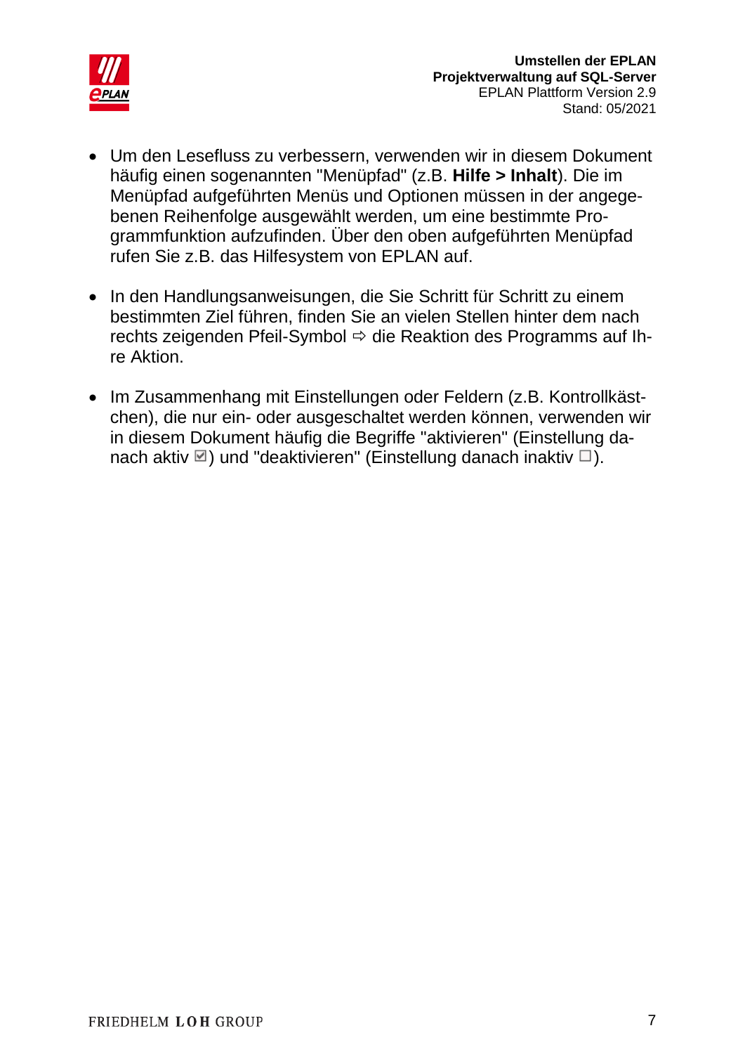- Um den Lesefluss zu verbessern, verwenden wir in diesem Dokument häufig einen sogenannten "Menüpfad" (z.B. **Hilfe > Inhalt**). Die im Menüpfad aufgeführten Menüs und Optionen müssen in der angegebenen Reihenfolge ausgewählt werden, um eine bestimmte Programmfunktion aufzufinden. Über den oben aufgeführten Menüpfad rufen Sie z.B. das Hilfesystem von EPLAN auf.

- In den Handlungsanweisungen, die Sie Schritt für Schritt zu einem bestimmten Ziel führen, finden Sie an vielen Stellen hinter dem nach rechts zeigenden Pfeil-Symbol ⇨ die Reaktion des Programms auf Ihre Aktion.

- Im Zusammenhang mit Einstellungen oder Feldern (z.B. Kontrollkästchen), die nur ein- oder ausgeschaltet werden können, verwenden wir in diesem Dokument häufig die Begriffe "aktivieren" (Einstellung danach aktiv ☑) und "deaktivieren" (Einstellung danach inaktiv ☐).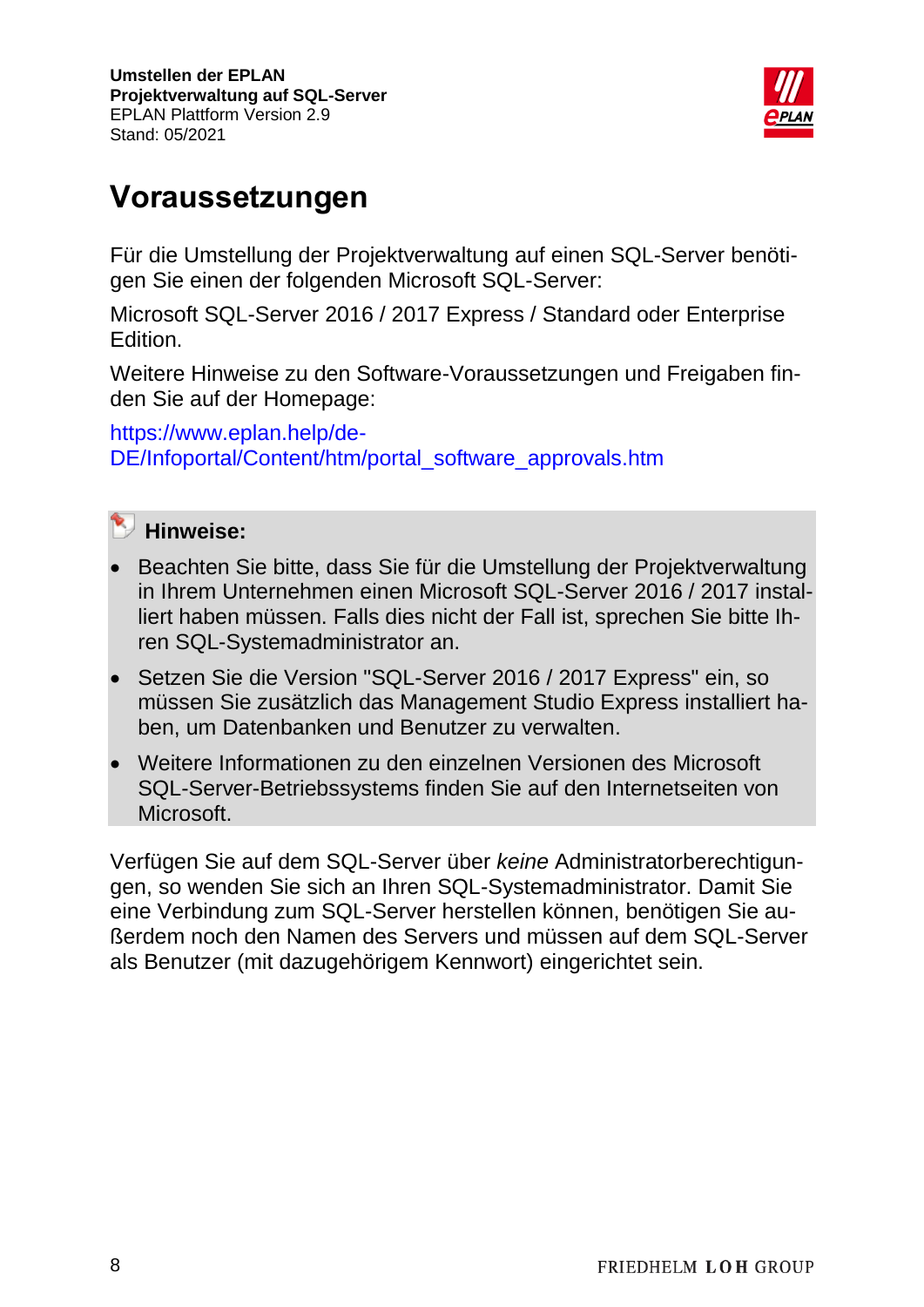# Voraussetzungen

Für die Umstellung der Projektverwaltung auf einen SQL-Server benötigen Sie einen der folgenden Microsoft SQL-Server:

Microsoft SQL-Server 2016 / 2017 Express / Standard oder Enterprise Edition.

Weitere Hinweise zu den Software-Voraussetzungen und Freigaben finden Sie auf der Homepage:

https://www.eplan.help/de-DE/Infoportal/Content/htm/portal_software_approvals.htm

**Hinweise:**

- Beachten Sie bitte, dass Sie für die Umstellung der Projektverwaltung in Ihrem Unternehmen einen Microsoft SQL-Server 2016 / 2017 installiert haben müssen. Falls dies nicht der Fall ist, sprechen Sie bitte Ihren SQL-Systemadministrator an.
- Setzen Sie die Version "SQL-Server 2016 / 2017 Express" ein, so müssen Sie zusätzlich das Management Studio Express installiert haben, um Datenbanken und Benutzer zu verwalten.
- Weitere Informationen zu den einzelnen Versionen des Microsoft SQL-Server-Betriebssystems finden Sie auf den Internetseiten von Microsoft.

Verfügen Sie auf dem SQL-Server über *keine* Administratorberechtigungen, so wenden Sie sich an Ihren SQL-Systemadministrator. Damit Sie eine Verbindung zum SQL-Server herstellen können, benötigen Sie außerdem noch den Namen des Servers und müssen auf dem SQL-Server als Benutzer (mit dazugehörigem Kennwort) eingerichtet sein.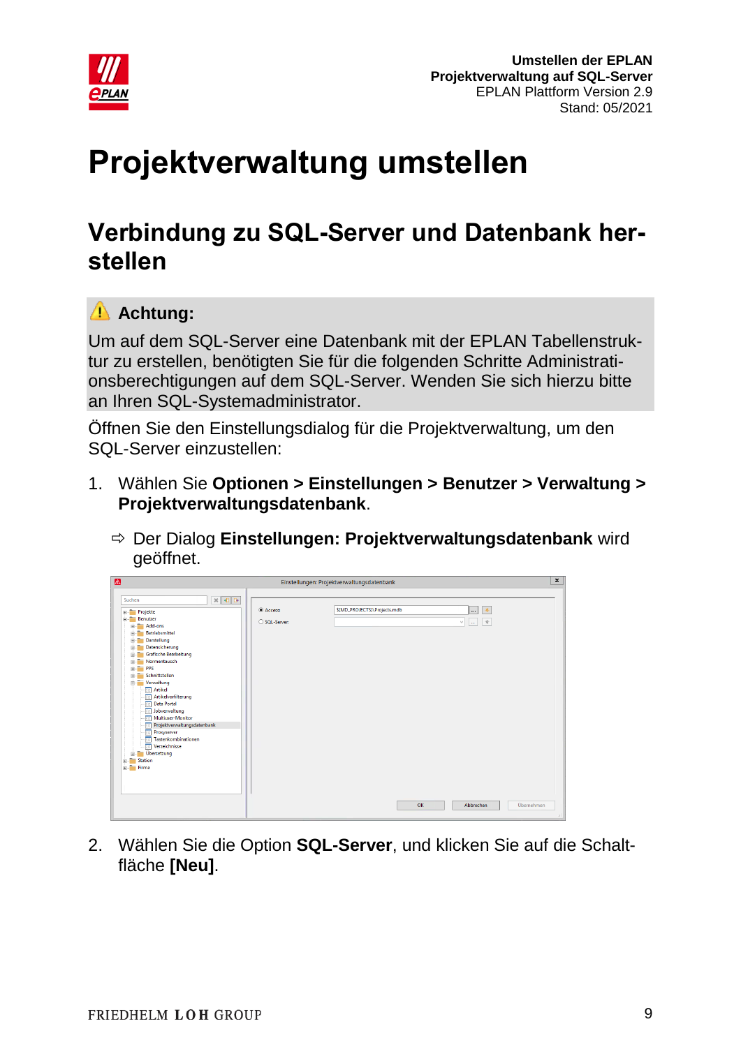# Projektverwaltung umstellen

## Verbindung zu SQL-Server und Datenbank herstellen

**Achtung:**

Um auf dem SQL-Server eine Datenbank mit der EPLAN Tabellenstruktur zu erstellen, benötigten Sie für die folgenden Schritte Administrationsberechtigungen auf dem SQL-Server. Wenden Sie sich hierzu bitte an Ihren SQL-Systemadministrator.

Öffnen Sie den Einstellungsdialog für die Projektverwaltung, um den SQL-Server einzustellen:

1. Wählen Sie **Optionen > Einstellungen > Benutzer > Verwaltung > Projektverwaltungsdatenbank**.

   ⇨ Der Dialog **Einstellungen: Projektverwaltungsdatenbank** wird geöffnet.

2. Wählen Sie die Option **SQL-Server**, und klicken Sie auf die Schaltfläche **[Neu]**.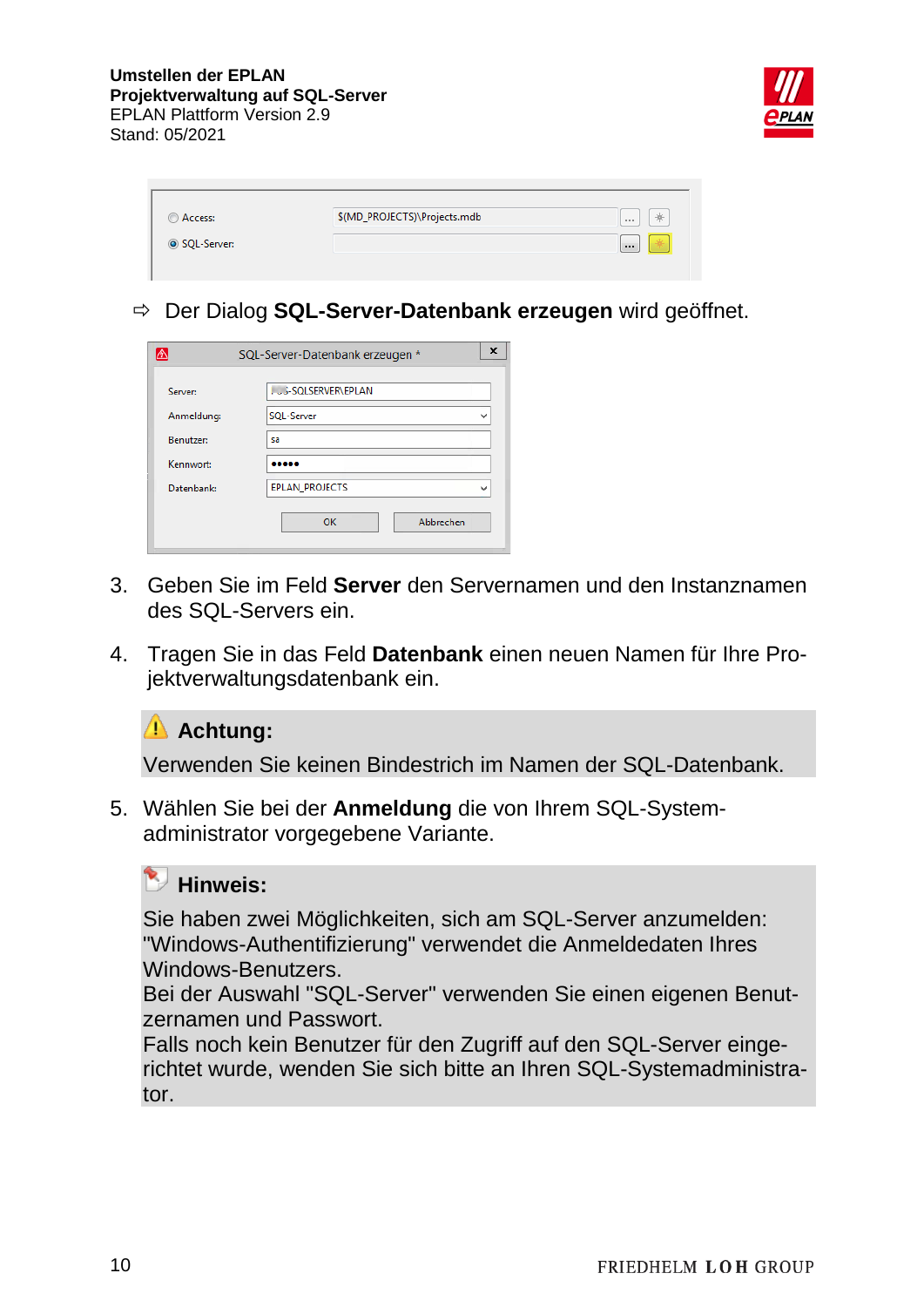⇨ Der Dialog **SQL-Server-Datenbank erzeugen** wird geöffnet.

3. Geben Sie im Feld **Server** den Servernamen und den Instanznamen des SQL-Servers ein.
4. Tragen Sie in das Feld **Datenbank** einen neuen Namen für Ihre Projektverwaltungsdatenbank ein.

> **Achtung:**
>
> Verwenden Sie keinen Bindestrich im Namen der SQL-Datenbank.

5. Wählen Sie bei der **Anmeldung** die von Ihrem SQL-Systemadministrator vorgegebene Variante.

> **Hinweis:**
>
> Sie haben zwei Möglichkeiten, sich am SQL-Server anzumelden:
> "Windows-Authentifizierung" verwendet die Anmeldedaten Ihres Windows-Benutzers.
> Bei der Auswahl "SQL-Server" verwenden Sie einen eigenen Benutzernamen und Passwort.
> Falls noch kein Benutzer für den Zugriff auf den SQL-Server eingerichtet wurde, wenden Sie sich bitte an Ihren SQL-Systemadministrator.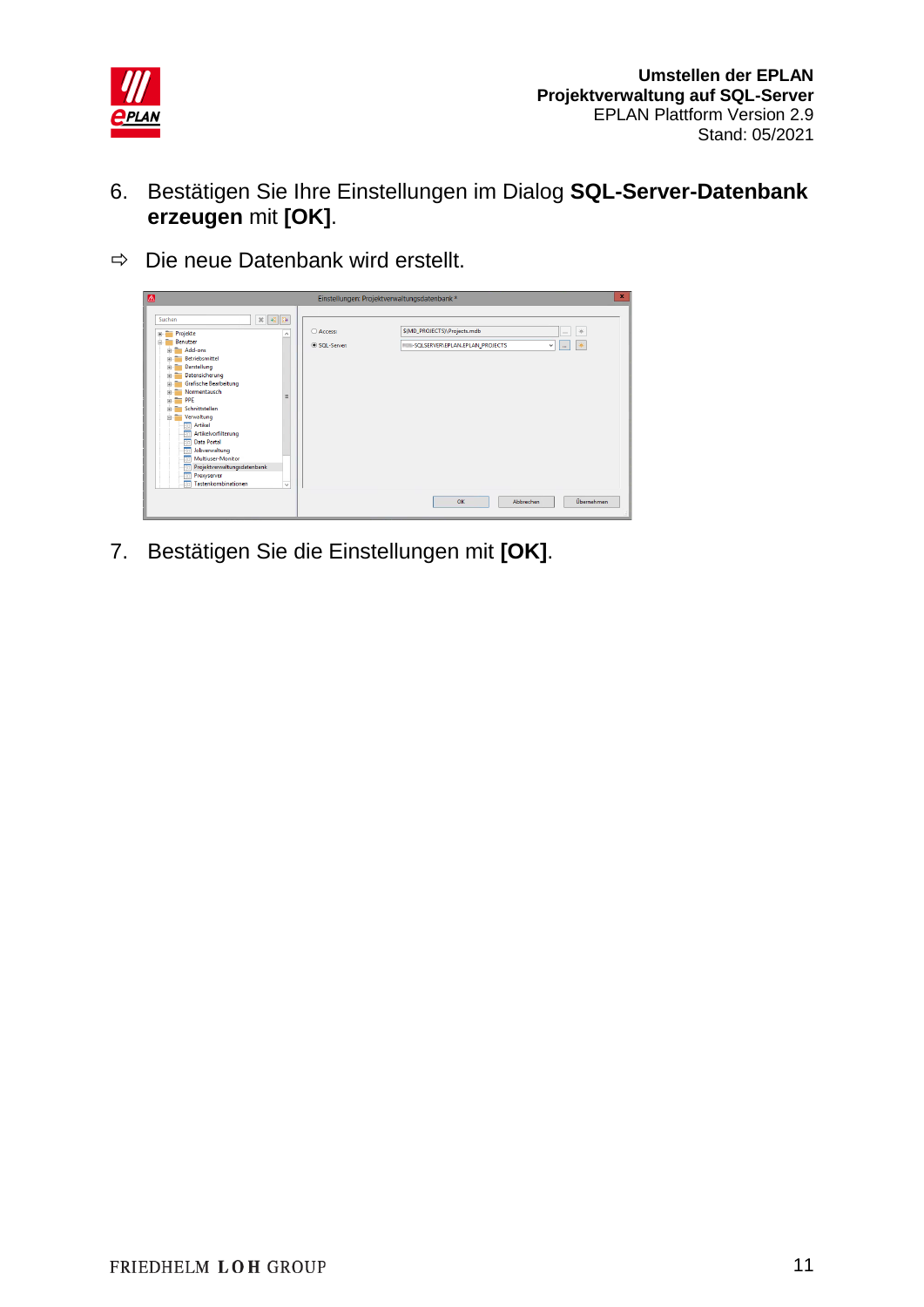6. Bestätigen Sie Ihre Einstellungen im Dialog **SQL-Server-Datenbank erzeugen** mit **[OK]**.

⇨ Die neue Datenbank wird erstellt.

7. Bestätigen Sie die Einstellungen mit **[OK]**.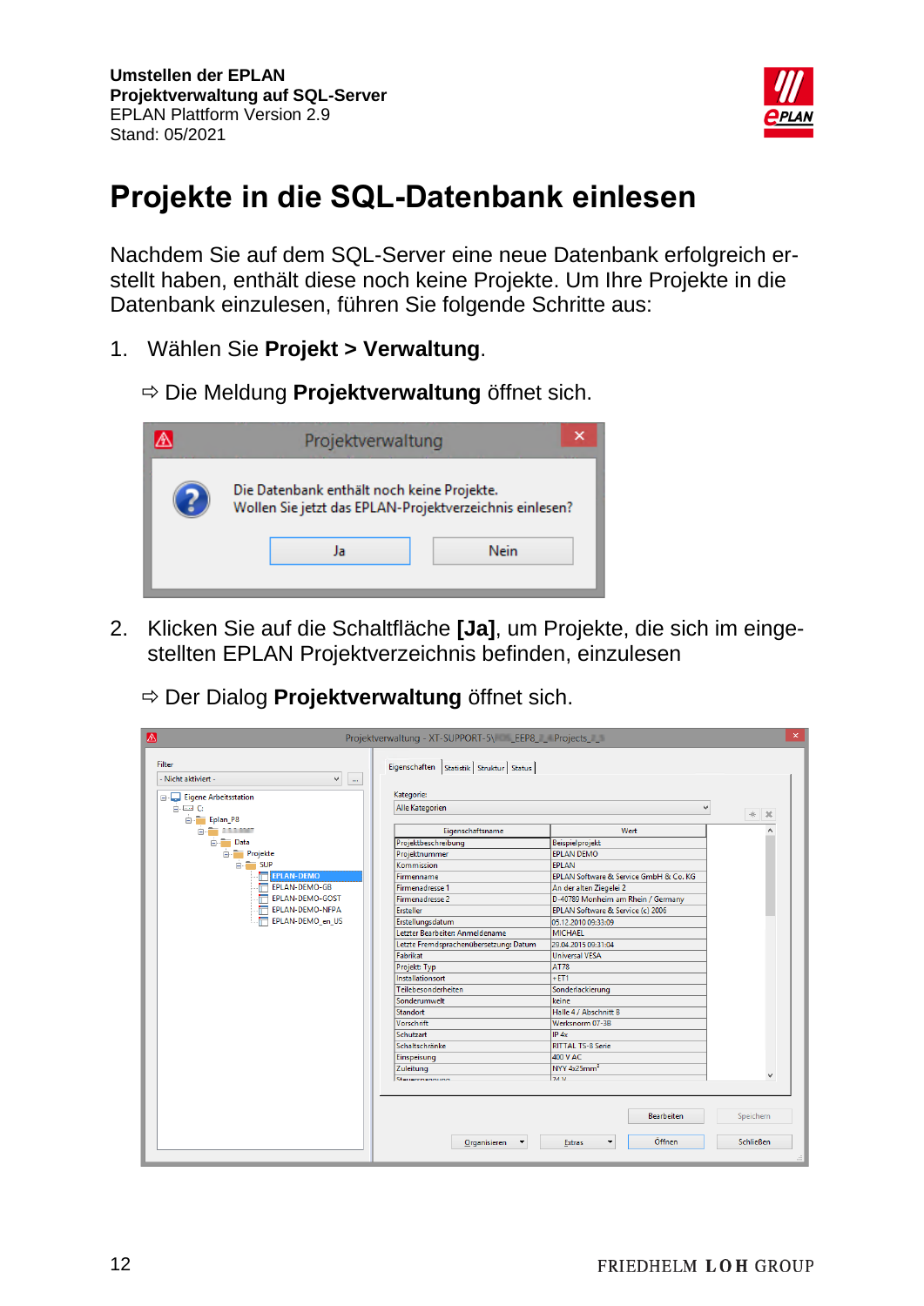# Projekte in die SQL-Datenbank einlesen

Nachdem Sie auf dem SQL-Server eine neue Datenbank erfolgreich erstellt haben, enthält diese noch keine Projekte. Um Ihre Projekte in die Datenbank einzulesen, führen Sie folgende Schritte aus:

1. Wählen Sie **Projekt > Verwaltung**.

   ⇨ Die Meldung **Projektverwaltung** öffnet sich.

2. Klicken Sie auf die Schaltfläche **[Ja]**, um Projekte, die sich im eingestellten EPLAN Projektverzeichnis befinden, einzulesen

   ⇨ Der Dialog **Projektverwaltung** öffnet sich.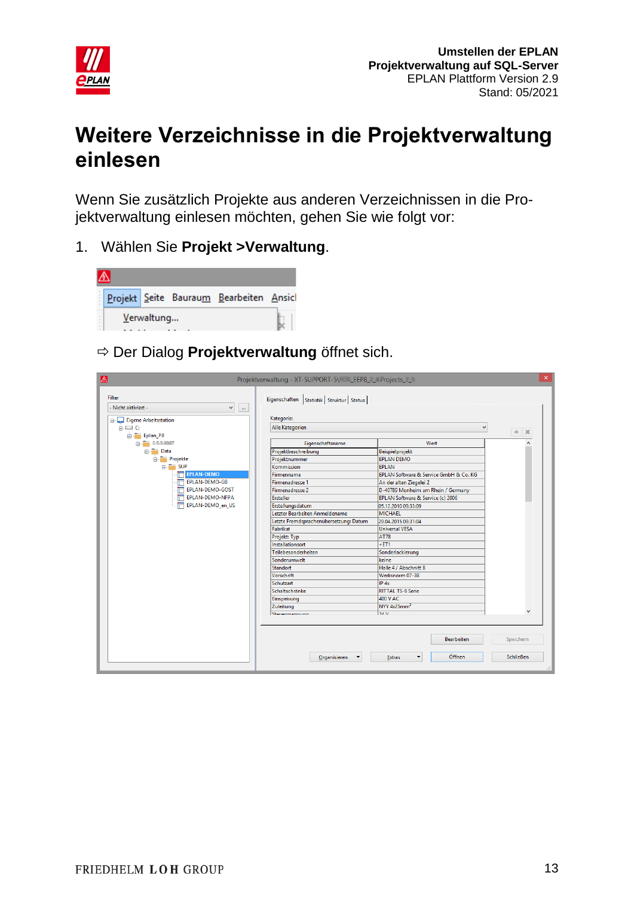# Weitere Verzeichnisse in die Projektverwaltung einlesen

Wenn Sie zusätzlich Projekte aus anderen Verzeichnissen in die Projektverwaltung einlesen möchten, gehen Sie wie folgt vor:

1. Wählen Sie **Projekt >Verwaltung**.

⇨ Der Dialog **Projektverwaltung** öffnet sich.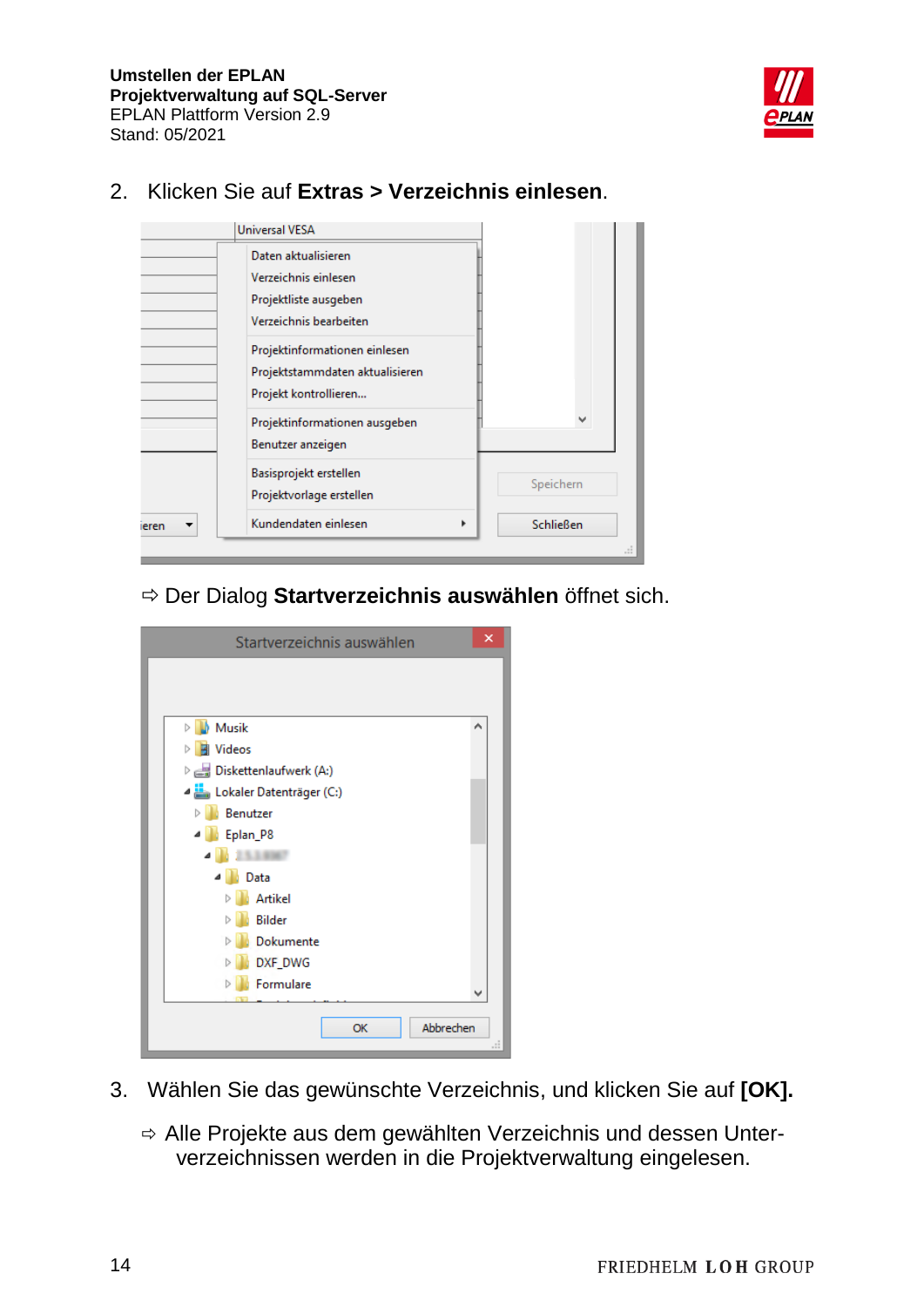2. Klicken Sie auf **Extras > Verzeichnis einlesen**.

⇨ Der Dialog **Startverzeichnis auswählen** öffnet sich.

3. Wählen Sie das gewünschte Verzeichnis, und klicken Sie auf **[OK].**

⇨ Alle Projekte aus dem gewählten Verzeichnis und dessen Unterverzeichnissen werden in die Projektverwaltung eingelesen.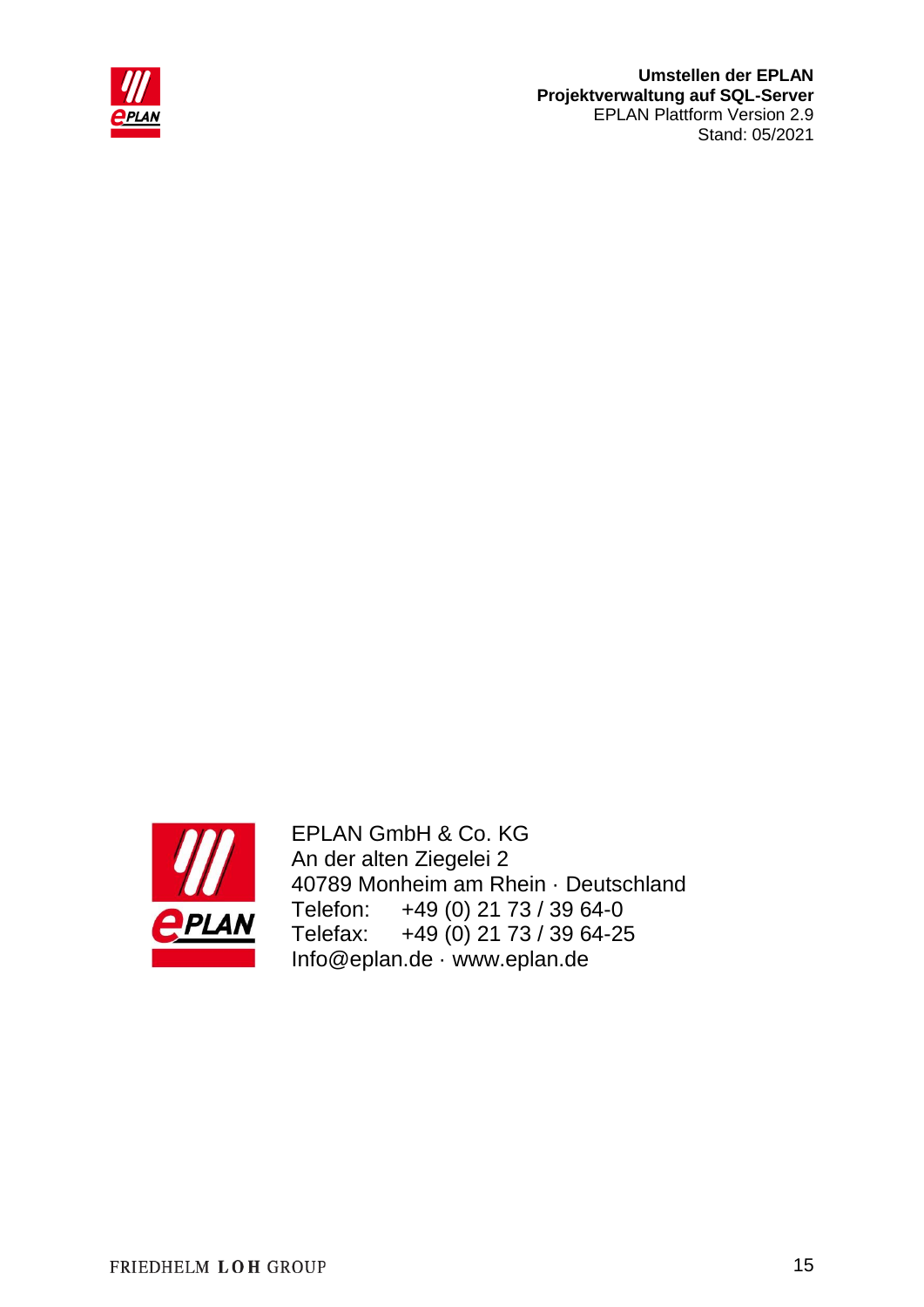EPLAN GmbH & Co. KG
An der alten Ziegelei 2
40789 Monheim am Rhein · Deutschland
Telefon: +49 (0) 21 73 / 39 64-0
Telefax: +49 (0) 21 73 / 39 64-25
Info@eplan.de · www.eplan.de